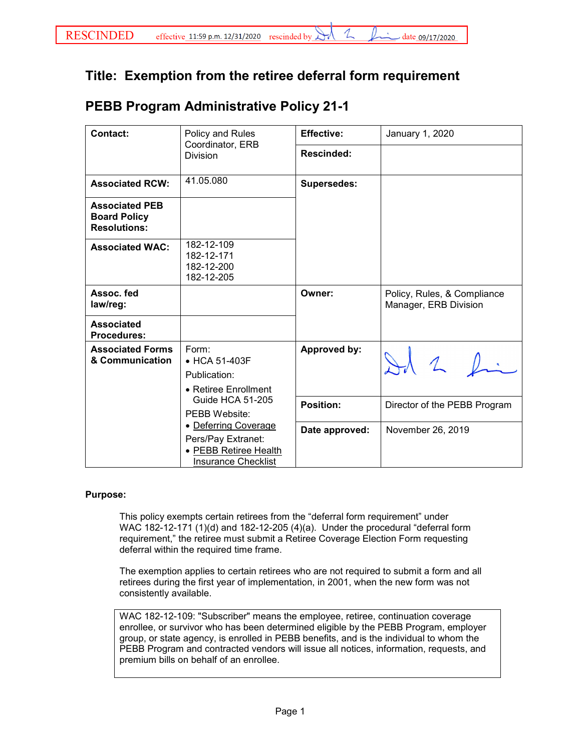RESCINDED effective 11:59 p.m. 12/31/2020 rescinded by [signature] date 09/17/2020

# Title: Exemption from the retiree deferral form requirement

# PEBB Program Administrative Policy 21-1

| | | | |
|---|---|---|---|
| **Contact:** | Policy and Rules Coordinator, ERB Division | **Effective:** | January 1, 2020 |
| | | **Rescinded:** | |
| **Associated RCW:** | 41.05.080 | **Supersedes:** | |
| **Associated PEB Board Policy Resolutions:** | | | |
| **Associated WAC:** | 182-12-109<br>182-12-171<br>182-12-200<br>182-12-205 | | |
| **Assoc. fed law/reg:** | | **Owner:** | Policy, Rules, & Compliance Manager, ERB Division |
| **Associated Procedures:** | | | |
| **Associated Forms & Communication** | Form:<br>• HCA 51-403F<br>Publication:<br>• Retiree Enrollment Guide HCA 51-205<br>PEBB Website:<br>• Deferring Coverage<br>Pers/Pay Extranet:<br>• PEBB Retiree Health Insurance Checklist | **Approved by:** | [signature] |
| | | **Position:** | Director of the PEBB Program |
| | | **Date approved:** | November 26, 2019 |

**Purpose:**

This policy exempts certain retirees from the "deferral form requirement" under WAC 182-12-171 (1)(d) and 182-12-205 (4)(a). Under the procedural "deferral form requirement," the retiree must submit a Retiree Coverage Election Form requesting deferral within the required time frame.

The exemption applies to certain retirees who are not required to submit a form and all retirees during the first year of implementation, in 2001, when the new form was not consistently available.

> WAC 182-12-109: "Subscriber" means the employee, retiree, continuation coverage enrollee, or survivor who has been determined eligible by the PEBB Program, employer group, or state agency, is enrolled in PEBB benefits, and is the individual to whom the PEBB Program and contracted vendors will issue all notices, information, requests, and premium bills on behalf of an enrollee.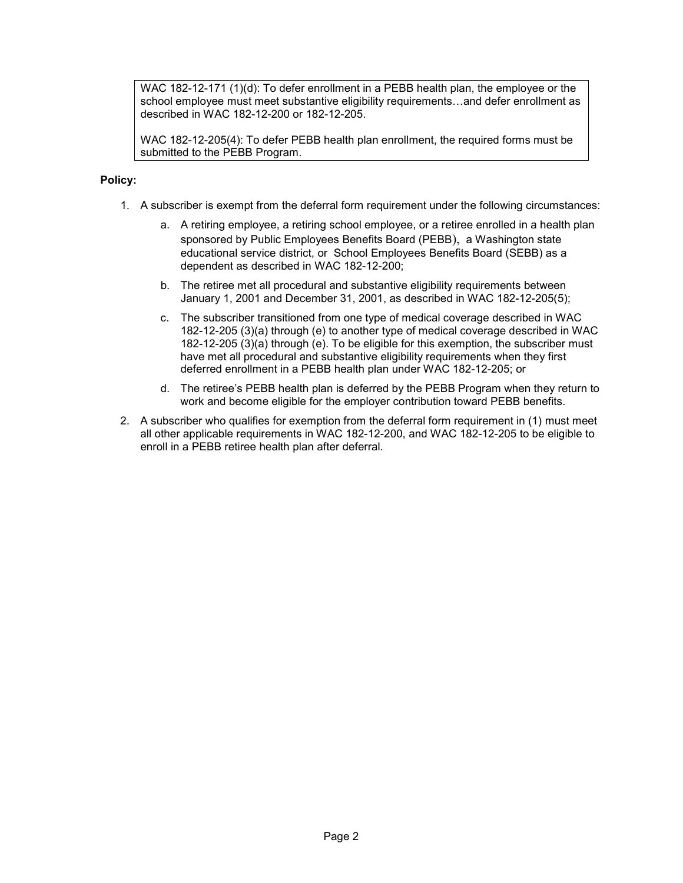> WAC 182-12-171 (1)(d): To defer enrollment in a PEBB health plan, the employee or the school employee must meet substantive eligibility requirements…and defer enrollment as described in WAC 182-12-200 or 182-12-205.
>
> WAC 182-12-205(4): To defer PEBB health plan enrollment, the required forms must be submitted to the PEBB Program.

**Policy:**

1. A subscriber is exempt from the deferral form requirement under the following circumstances:
    a. A retiring employee, a retiring school employee, or a retiree enrolled in a health plan sponsored by Public Employees Benefits Board (PEBB), a Washington state educational service district, or School Employees Benefits Board (SEBB) as a dependent as described in WAC 182-12-200;
    b. The retiree met all procedural and substantive eligibility requirements between January 1, 2001 and December 31, 2001, as described in WAC 182-12-205(5);
    c. The subscriber transitioned from one type of medical coverage described in WAC 182-12-205 (3)(a) through (e) to another type of medical coverage described in WAC 182-12-205 (3)(a) through (e). To be eligible for this exemption, the subscriber must have met all procedural and substantive eligibility requirements when they first deferred enrollment in a PEBB health plan under WAC 182-12-205; or
    d. The retiree's PEBB health plan is deferred by the PEBB Program when they return to work and become eligible for the employer contribution toward PEBB benefits.
2. A subscriber who qualifies for exemption from the deferral form requirement in (1) must meet all other applicable requirements in WAC 182-12-200, and WAC 182-12-205 to be eligible to enroll in a PEBB retiree health plan after deferral.